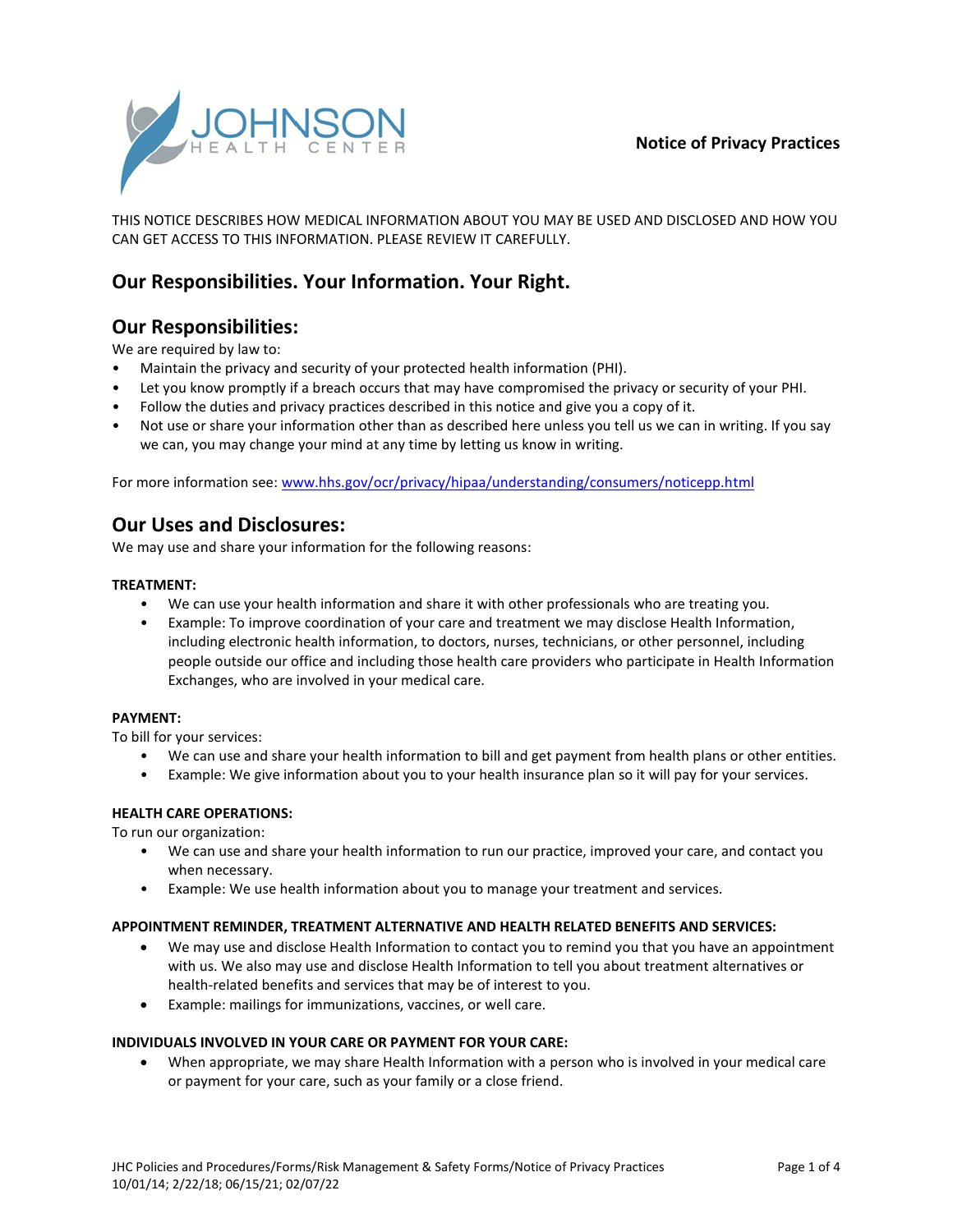JOHNSON HEALTH CENTER

**Notice of Privacy Practices**

THIS NOTICE DESCRIBES HOW MEDICAL INFORMATION ABOUT YOU MAY BE USED AND DISCLOSED AND HOW YOU CAN GET ACCESS TO THIS INFORMATION. PLEASE REVIEW IT CAREFULLY.

## Our Responsibilities. Your Information. Your Right.

## Our Responsibilities:

We are required by law to:

- Maintain the privacy and security of your protected health information (PHI).
- Let you know promptly if a breach occurs that may have compromised the privacy or security of your PHI.
- Follow the duties and privacy practices described in this notice and give you a copy of it.
- Not use or share your information other than as described here unless you tell us we can in writing. If you say we can, you may change your mind at any time by letting us know in writing.

For more information see: www.hhs.gov/ocr/privacy/hipaa/understanding/consumers/noticepp.html

## Our Uses and Disclosures:

We may use and share your information for the following reasons:

**TREATMENT:**

- We can use your health information and share it with other professionals who are treating you.
- Example: To improve coordination of your care and treatment we may disclose Health Information, including electronic health information, to doctors, nurses, technicians, or other personnel, including people outside our office and including those health care providers who participate in Health Information Exchanges, who are involved in your medical care.

**PAYMENT:**

To bill for your services:

- We can use and share your health information to bill and get payment from health plans or other entities.
- Example: We give information about you to your health insurance plan so it will pay for your services.

**HEALTH CARE OPERATIONS:**

To run our organization:

- We can use and share your health information to run our practice, improved your care, and contact you when necessary.
- Example: We use health information about you to manage your treatment and services.

**APPOINTMENT REMINDER, TREATMENT ALTERNATIVE AND HEALTH RELATED BENEFITS AND SERVICES:**

- We may use and disclose Health Information to contact you to remind you that you have an appointment with us. We also may use and disclose Health Information to tell you about treatment alternatives or health-related benefits and services that may be of interest to you.
- Example: mailings for immunizations, vaccines, or well care.

**INDIVIDUALS INVOLVED IN YOUR CARE OR PAYMENT FOR YOUR CARE:**

- When appropriate, we may share Health Information with a person who is involved in your medical care or payment for your care, such as your family or a close friend.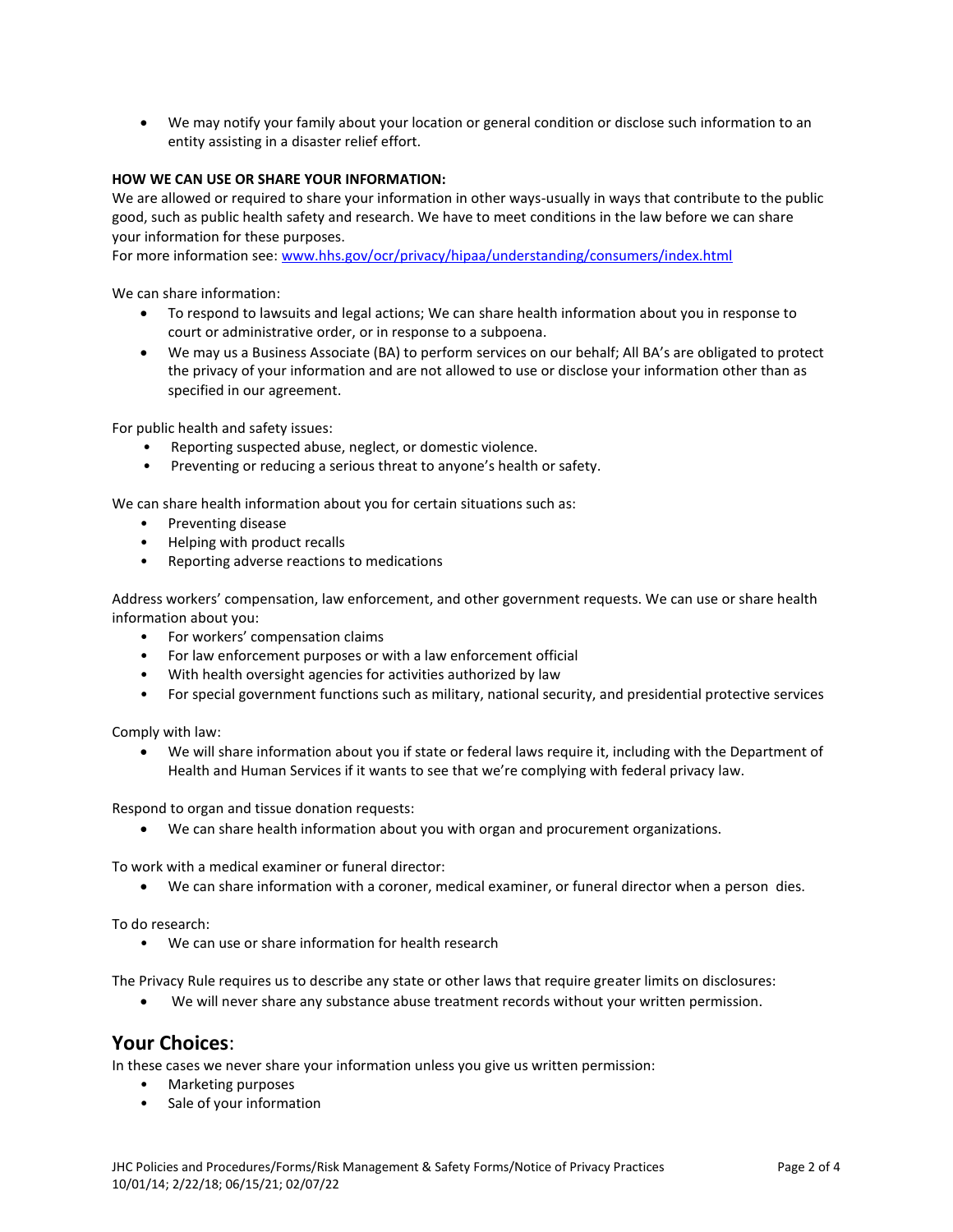- We may notify your family about your location or general condition or disclose such information to an entity assisting in a disaster relief effort.

**HOW WE CAN USE OR SHARE YOUR INFORMATION:**

We are allowed or required to share your information in other ways-usually in ways that contribute to the public good, such as public health safety and research. We have to meet conditions in the law before we can share your information for these purposes.

For more information see: [www.hhs.gov/ocr/privacy/hipaa/understanding/consumers/index.html](www.hhs.gov/ocr/privacy/hipaa/understanding/consumers/index.html)

We can share information:

- To respond to lawsuits and legal actions; We can share health information about you in response to court or administrative order, or in response to a subpoena.
- We may us a Business Associate (BA) to perform services on our behalf; All BA's are obligated to protect the privacy of your information and are not allowed to use or disclose your information other than as specified in our agreement.

For public health and safety issues:

- Reporting suspected abuse, neglect, or domestic violence.
- Preventing or reducing a serious threat to anyone's health or safety.

We can share health information about you for certain situations such as:

- Preventing disease
- Helping with product recalls
- Reporting adverse reactions to medications

Address workers' compensation, law enforcement, and other government requests. We can use or share health information about you:

- For workers' compensation claims
- For law enforcement purposes or with a law enforcement official
- With health oversight agencies for activities authorized by law
- For special government functions such as military, national security, and presidential protective services

Comply with law:

- We will share information about you if state or federal laws require it, including with the Department of Health and Human Services if it wants to see that we're complying with federal privacy law.

Respond to organ and tissue donation requests:

- We can share health information about you with organ and procurement organizations.

To work with a medical examiner or funeral director:

- We can share information with a coroner, medical examiner, or funeral director when a person dies.

To do research:

- We can use or share information for health research

The Privacy Rule requires us to describe any state or other laws that require greater limits on disclosures:

- We will never share any substance abuse treatment records without your written permission.

## Your Choices:

In these cases we never share your information unless you give us written permission:

- Marketing purposes
- Sale of your information

JHC Policies and Procedures/Forms/Risk Management & Safety Forms/Notice of Privacy Practices
10/01/14; 2/22/18; 06/15/21; 02/07/22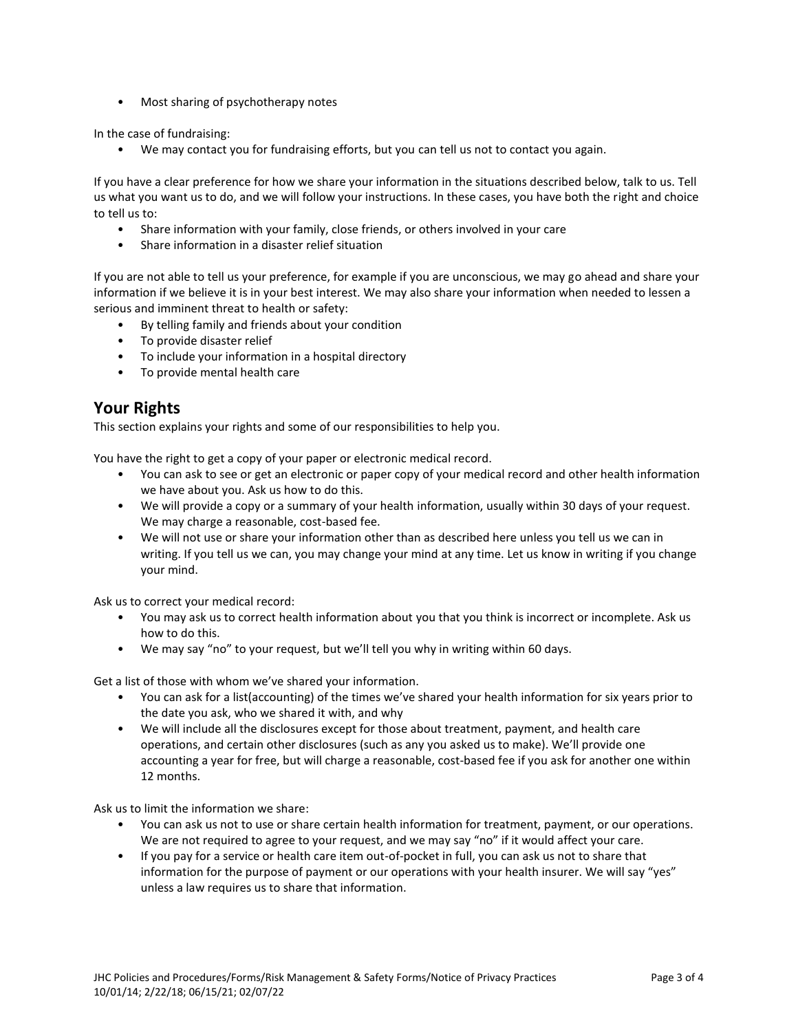- Most sharing of psychotherapy notes

In the case of fundraising:

- We may contact you for fundraising efforts, but you can tell us not to contact you again.

If you have a clear preference for how we share your information in the situations described below, talk to us. Tell us what you want us to do, and we will follow your instructions. In these cases, you have both the right and choice to tell us to:

- Share information with your family, close friends, or others involved in your care
- Share information in a disaster relief situation

If you are not able to tell us your preference, for example if you are unconscious, we may go ahead and share your information if we believe it is in your best interest. We may also share your information when needed to lessen a serious and imminent threat to health or safety:

- By telling family and friends about your condition
- To provide disaster relief
- To include your information in a hospital directory
- To provide mental health care

## Your Rights

This section explains your rights and some of our responsibilities to help you.

You have the right to get a copy of your paper or electronic medical record.

- You can ask to see or get an electronic or paper copy of your medical record and other health information we have about you. Ask us how to do this.
- We will provide a copy or a summary of your health information, usually within 30 days of your request. We may charge a reasonable, cost-based fee.
- We will not use or share your information other than as described here unless you tell us we can in writing. If you tell us we can, you may change your mind at any time. Let us know in writing if you change your mind.

Ask us to correct your medical record:

- You may ask us to correct health information about you that you think is incorrect or incomplete. Ask us how to do this.
- We may say "no" to your request, but we'll tell you why in writing within 60 days.

Get a list of those with whom we've shared your information.

- You can ask for a list(accounting) of the times we've shared your health information for six years prior to the date you ask, who we shared it with, and why
- We will include all the disclosures except for those about treatment, payment, and health care operations, and certain other disclosures (such as any you asked us to make). We'll provide one accounting a year for free, but will charge a reasonable, cost-based fee if you ask for another one within 12 months.

Ask us to limit the information we share:

- You can ask us not to use or share certain health information for treatment, payment, or our operations. We are not required to agree to your request, and we may say "no" if it would affect your care.
- If you pay for a service or health care item out-of-pocket in full, you can ask us not to share that information for the purpose of payment or our operations with your health insurer. We will say "yes" unless a law requires us to share that information.

JHC Policies and Procedures/Forms/Risk Management & Safety Forms/Notice of Privacy Practices
10/01/14; 2/22/18; 06/15/21; 02/07/22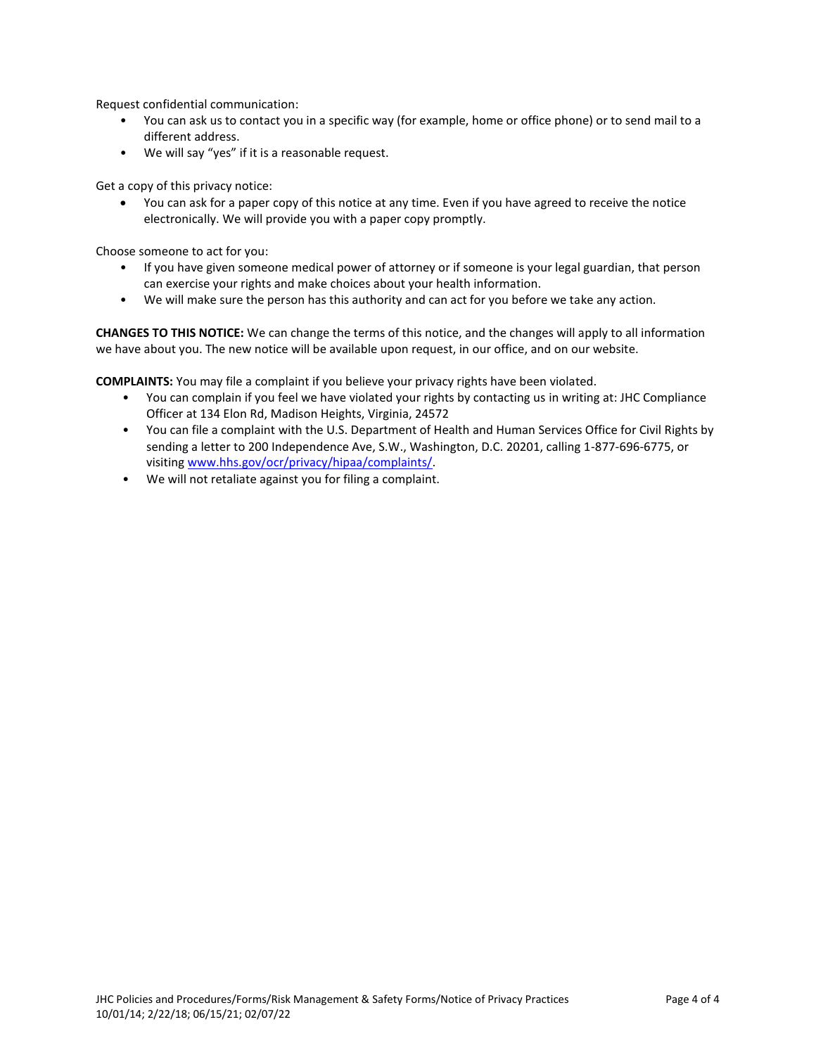Request confidential communication:

- You can ask us to contact you in a specific way (for example, home or office phone) or to send mail to a different address.
- We will say "yes" if it is a reasonable request.

Get a copy of this privacy notice:

- You can ask for a paper copy of this notice at any time. Even if you have agreed to receive the notice electronically. We will provide you with a paper copy promptly.

Choose someone to act for you:

- If you have given someone medical power of attorney or if someone is your legal guardian, that person can exercise your rights and make choices about your health information.
- We will make sure the person has this authority and can act for you before we take any action.

**CHANGES TO THIS NOTICE:** We can change the terms of this notice, and the changes will apply to all information we have about you. The new notice will be available upon request, in our office, and on our website.

**COMPLAINTS:** You may file a complaint if you believe your privacy rights have been violated.

- You can complain if you feel we have violated your rights by contacting us in writing at: JHC Compliance Officer at 134 Elon Rd, Madison Heights, Virginia, 24572
- You can file a complaint with the U.S. Department of Health and Human Services Office for Civil Rights by sending a letter to 200 Independence Ave, S.W., Washington, D.C. 20201, calling 1-877-696-6775, or visiting www.hhs.gov/ocr/privacy/hipaa/complaints/.
- We will not retaliate against you for filing a complaint.